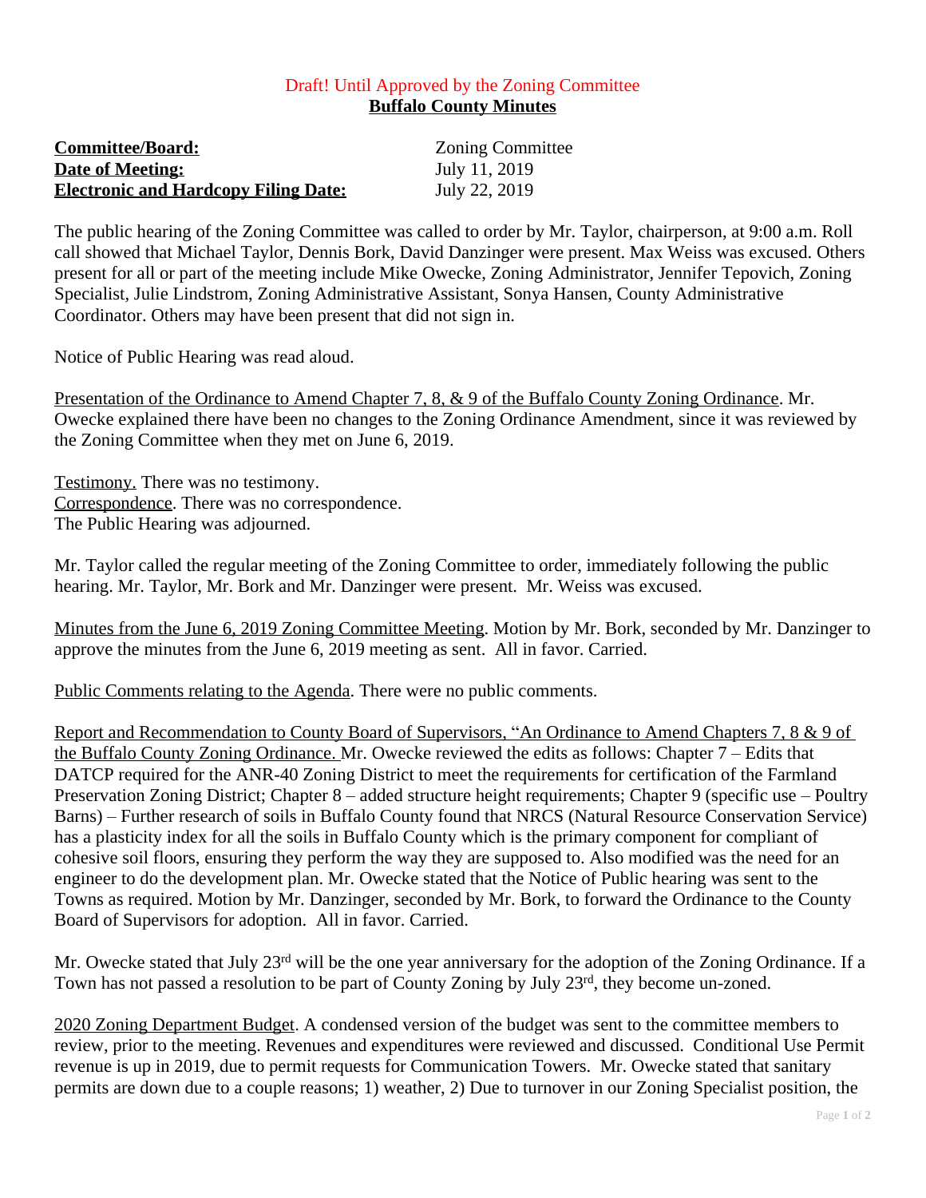Draft! Until Approved by the Zoning Committee

**Buffalo County Minutes**

| | |
|---|---|
| **Committee/Board:** | Zoning Committee |
| **Date of Meeting:** | July 11, 2019 |
| **Electronic and Hardcopy Filing Date:** | July 22, 2019 |

The public hearing of the Zoning Committee was called to order by Mr. Taylor, chairperson, at 9:00 a.m. Roll call showed that Michael Taylor, Dennis Bork, David Danzinger were present. Max Weiss was excused. Others present for all or part of the meeting include Mike Owecke, Zoning Administrator, Jennifer Tepovich, Zoning Specialist, Julie Lindstrom, Zoning Administrative Assistant, Sonya Hansen, County Administrative Coordinator. Others may have been present that did not sign in.

Notice of Public Hearing was read aloud.

Presentation of the Ordinance to Amend Chapter 7, 8, & 9 of the Buffalo County Zoning Ordinance. Mr. Owecke explained there have been no changes to the Zoning Ordinance Amendment, since it was reviewed by the Zoning Committee when they met on June 6, 2019.

Testimony. There was no testimony.
Correspondence. There was no correspondence.
The Public Hearing was adjourned.

Mr. Taylor called the regular meeting of the Zoning Committee to order, immediately following the public hearing. Mr. Taylor, Mr. Bork and Mr. Danzinger were present. Mr. Weiss was excused.

Minutes from the June 6, 2019 Zoning Committee Meeting. Motion by Mr. Bork, seconded by Mr. Danzinger to approve the minutes from the June 6, 2019 meeting as sent. All in favor. Carried.

Public Comments relating to the Agenda. There were no public comments.

Report and Recommendation to County Board of Supervisors, "An Ordinance to Amend Chapters 7, 8 & 9 of the Buffalo County Zoning Ordinance. Mr. Owecke reviewed the edits as follows: Chapter 7 – Edits that DATCP required for the ANR-40 Zoning District to meet the requirements for certification of the Farmland Preservation Zoning District; Chapter 8 – added structure height requirements; Chapter 9 (specific use – Poultry Barns) – Further research of soils in Buffalo County found that NRCS (Natural Resource Conservation Service) has a plasticity index for all the soils in Buffalo County which is the primary component for compliant of cohesive soil floors, ensuring they perform the way they are supposed to. Also modified was the need for an engineer to do the development plan. Mr. Owecke stated that the Notice of Public hearing was sent to the Towns as required. Motion by Mr. Danzinger, seconded by Mr. Bork, to forward the Ordinance to the County Board of Supervisors for adoption. All in favor. Carried.

Mr. Owecke stated that July 23rd will be the one year anniversary for the adoption of the Zoning Ordinance. If a Town has not passed a resolution to be part of County Zoning by July 23rd, they become un-zoned.

2020 Zoning Department Budget. A condensed version of the budget was sent to the committee members to review, prior to the meeting. Revenues and expenditures were reviewed and discussed. Conditional Use Permit revenue is up in 2019, due to permit requests for Communication Towers. Mr. Owecke stated that sanitary permits are down due to a couple reasons; 1) weather, 2) Due to turnover in our Zoning Specialist position, the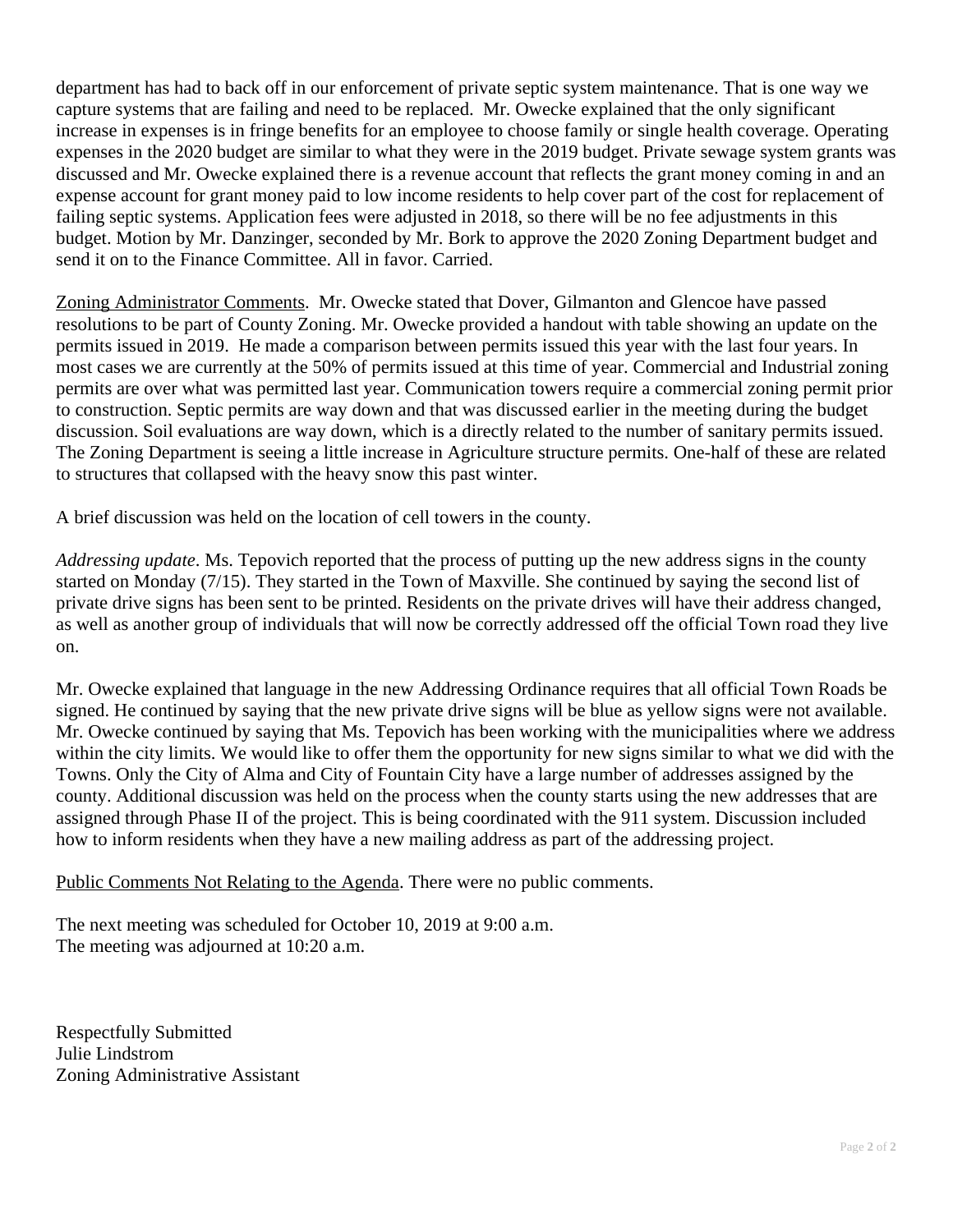department has had to back off in our enforcement of private septic system maintenance. That is one way we capture systems that are failing and need to be replaced. Mr. Owecke explained that the only significant increase in expenses is in fringe benefits for an employee to choose family or single health coverage. Operating expenses in the 2020 budget are similar to what they were in the 2019 budget. Private sewage system grants was discussed and Mr. Owecke explained there is a revenue account that reflects the grant money coming in and an expense account for grant money paid to low income residents to help cover part of the cost for replacement of failing septic systems. Application fees were adjusted in 2018, so there will be no fee adjustments in this budget. Motion by Mr. Danzinger, seconded by Mr. Bork to approve the 2020 Zoning Department budget and send it on to the Finance Committee. All in favor. Carried.

<u>Zoning Administrator Comments</u>. Mr. Owecke stated that Dover, Gilmanton and Glencoe have passed resolutions to be part of County Zoning. Mr. Owecke provided a handout with table showing an update on the permits issued in 2019. He made a comparison between permits issued this year with the last four years. In most cases we are currently at the 50% of permits issued at this time of year. Commercial and Industrial zoning permits are over what was permitted last year. Communication towers require a commercial zoning permit prior to construction. Septic permits are way down and that was discussed earlier in the meeting during the budget discussion. Soil evaluations are way down, which is a directly related to the number of sanitary permits issued. The Zoning Department is seeing a little increase in Agriculture structure permits. One-half of these are related to structures that collapsed with the heavy snow this past winter.

A brief discussion was held on the location of cell towers in the county.

*Addressing update*. Ms. Tepovich reported that the process of putting up the new address signs in the county started on Monday (7/15). They started in the Town of Maxville. She continued by saying the second list of private drive signs has been sent to be printed. Residents on the private drives will have their address changed, as well as another group of individuals that will now be correctly addressed off the official Town road they live on.

Mr. Owecke explained that language in the new Addressing Ordinance requires that all official Town Roads be signed. He continued by saying that the new private drive signs will be blue as yellow signs were not available. Mr. Owecke continued by saying that Ms. Tepovich has been working with the municipalities where we address within the city limits. We would like to offer them the opportunity for new signs similar to what we did with the Towns. Only the City of Alma and City of Fountain City have a large number of addresses assigned by the county. Additional discussion was held on the process when the county starts using the new addresses that are assigned through Phase II of the project. This is being coordinated with the 911 system. Discussion included how to inform residents when they have a new mailing address as part of the addressing project.

<u>Public Comments Not Relating to the Agenda</u>. There were no public comments.

The next meeting was scheduled for October 10, 2019 at 9:00 a.m.
The meeting was adjourned at 10:20 a.m.

Respectfully Submitted
Julie Lindstrom
Zoning Administrative Assistant